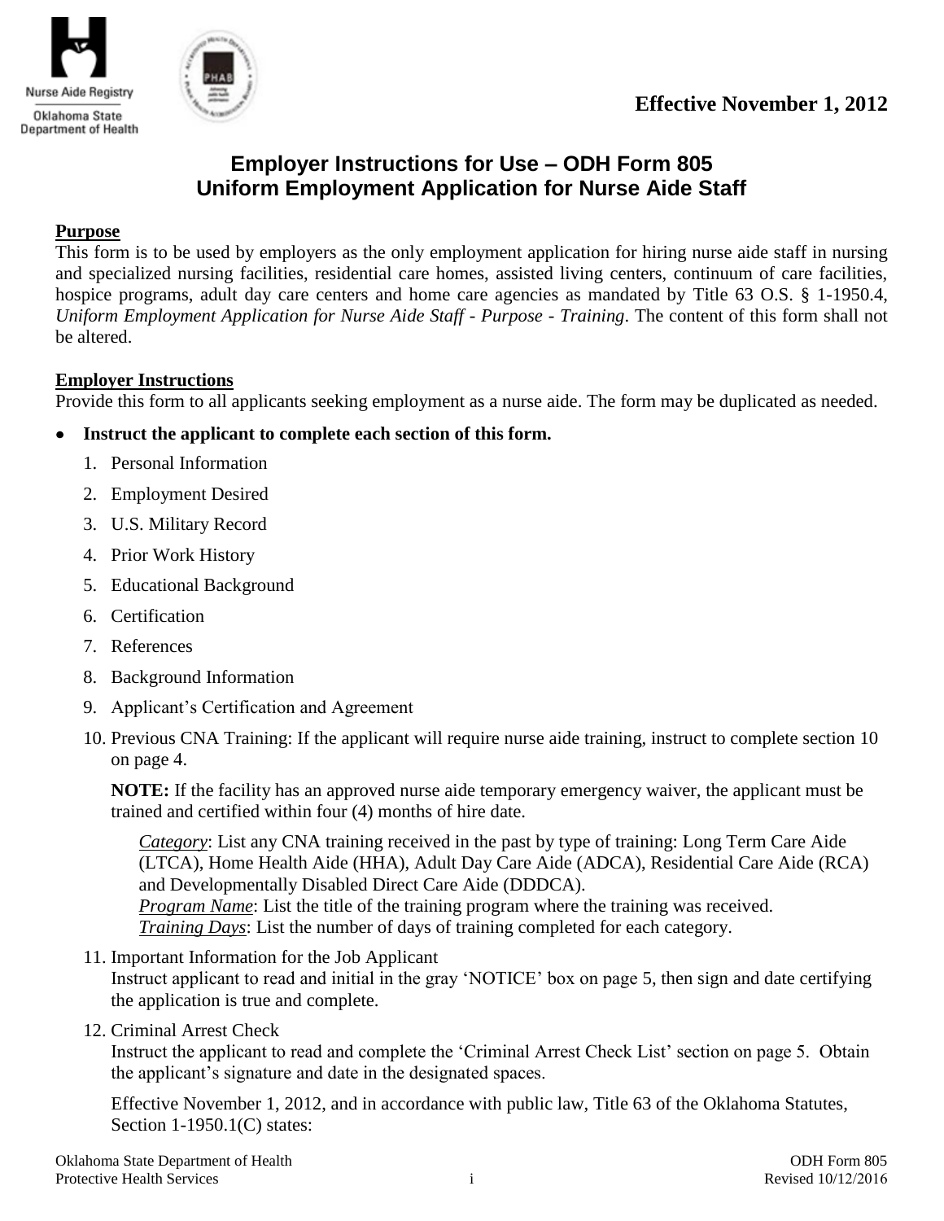Nurse Aide Registry
Oklahoma State Department of Health

**Effective November 1, 2012**

# Employer Instructions for Use – ODH Form 805
# Uniform Employment Application for Nurse Aide Staff

## Purpose

This form is to be used by employers as the only employment application for hiring nurse aide staff in nursing and specialized nursing facilities, residential care homes, assisted living centers, continuum of care facilities, hospice programs, adult day care centers and home care agencies as mandated by Title 63 O.S. § 1-1950.4, *Uniform Employment Application for Nurse Aide Staff - Purpose - Training*. The content of this form shall not be altered.

## Employer Instructions

Provide this form to all applicants seeking employment as a nurse aide. The form may be duplicated as needed.

- **Instruct the applicant to complete each section of this form.**
  1. Personal Information
  2. Employment Desired
  3. U.S. Military Record
  4. Prior Work History
  5. Educational Background
  6. Certification
  7. References
  8. Background Information
  9. Applicant's Certification and Agreement
  10. Previous CNA Training: If the applicant will require nurse aide training, instruct to complete section 10 on page 4.

      **NOTE:** If the facility has an approved nurse aide temporary emergency waiver, the applicant must be trained and certified within four (4) months of hire date.

      *Category*: List any CNA training received in the past by type of training: Long Term Care Aide (LTCA), Home Health Aide (HHA), Adult Day Care Aide (ADCA), Residential Care Aide (RCA) and Developmentally Disabled Direct Care Aide (DDDCA).
      *Program Name*: List the title of the training program where the training was received.
      *Training Days*: List the number of days of training completed for each category.

  11. Important Information for the Job Applicant
      Instruct applicant to read and initial in the gray 'NOTICE' box on page 5, then sign and date certifying the application is true and complete.

  12. Criminal Arrest Check
      Instruct the applicant to read and complete the 'Criminal Arrest Check List' section on page 5. Obtain the applicant's signature and date in the designated spaces.

      Effective November 1, 2012, and in accordance with public law, Title 63 of the Oklahoma Statutes, Section 1-1950.1(C) states: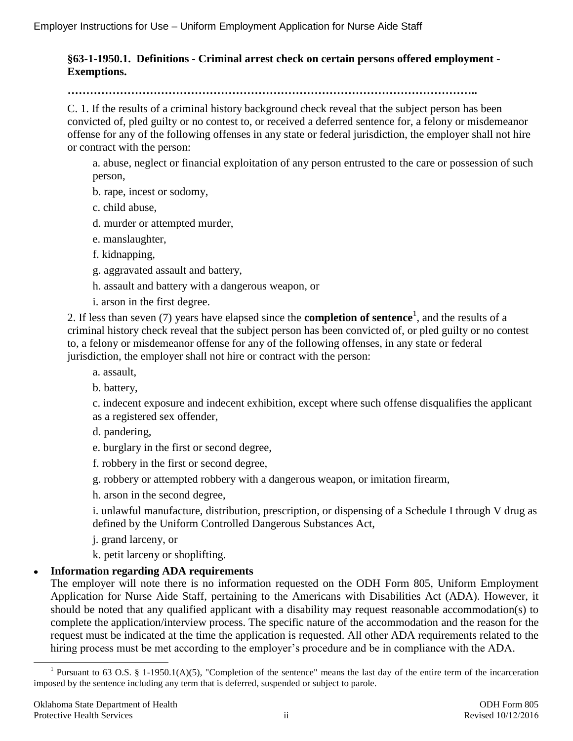**§63-1-1950.1. Definitions - Criminal arrest check on certain persons offered employment - Exemptions.**

**……………………………………………………………………………………………..**

C. 1. If the results of a criminal history background check reveal that the subject person has been convicted of, pled guilty or no contest to, or received a deferred sentence for, a felony or misdemeanor offense for any of the following offenses in any state or federal jurisdiction, the employer shall not hire or contract with the person:

a. abuse, neglect or financial exploitation of any person entrusted to the care or possession of such person,

b. rape, incest or sodomy,

c. child abuse,

d. murder or attempted murder,

e. manslaughter,

f. kidnapping,

g. aggravated assault and battery,

h. assault and battery with a dangerous weapon, or

i. arson in the first degree.

2. If less than seven (7) years have elapsed since the **completion of sentence**[1], and the results of a criminal history check reveal that the subject person has been convicted of, or pled guilty or no contest to, a felony or misdemeanor offense for any of the following offenses, in any state or federal jurisdiction, the employer shall not hire or contract with the person:

a. assault,

b. battery,

c. indecent exposure and indecent exhibition, except where such offense disqualifies the applicant as a registered sex offender,

d. pandering,

e. burglary in the first or second degree,

f. robbery in the first or second degree,

g. robbery or attempted robbery with a dangerous weapon, or imitation firearm,

h. arson in the second degree,

i. unlawful manufacture, distribution, prescription, or dispensing of a Schedule I through V drug as defined by the Uniform Controlled Dangerous Substances Act,

j. grand larceny, or

k. petit larceny or shoplifting.

- **Information regarding ADA requirements**
  The employer will note there is no information requested on the ODH Form 805, Uniform Employment Application for Nurse Aide Staff, pertaining to the Americans with Disabilities Act (ADA). However, it should be noted that any qualified applicant with a disability may request reasonable accommodation(s) to complete the application/interview process. The specific nature of the accommodation and the reason for the request must be indicated at the time the application is requested. All other ADA requirements related to the hiring process must be met according to the employer's procedure and be in compliance with the ADA.

[1] Pursuant to 63 O.S. § 1-1950.1(A)(5), "Completion of the sentence" means the last day of the entire term of the incarceration imposed by the sentence including any term that is deferred, suspended or subject to parole.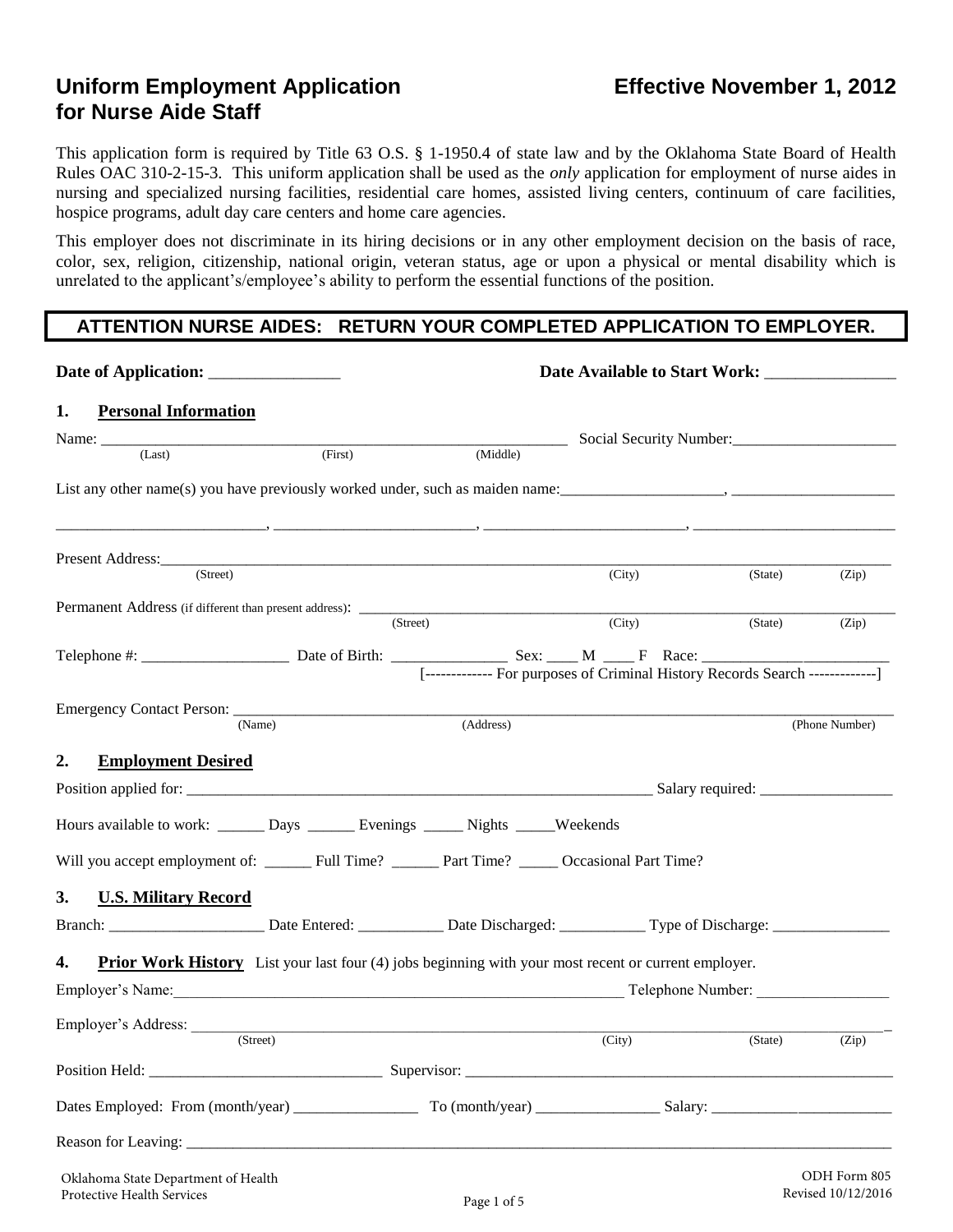# Uniform Employment Application for Nurse Aide Staff

**Effective November 1, 2012**

This application form is required by Title 63 O.S. § 1-1950.4 of state law and by the Oklahoma State Board of Health Rules OAC 310-2-15-3. This uniform application shall be used as the *only* application for employment of nurse aides in nursing and specialized nursing facilities, residential care homes, assisted living centers, continuum of care facilities, hospice programs, adult day care centers and home care agencies.

This employer does not discriminate in its hiring decisions or in any other employment decision on the basis of race, color, sex, religion, citizenship, national origin, veteran status, age or upon a physical or mental disability which is unrelated to the applicant's/employee's ability to perform the essential functions of the position.

**ATTENTION NURSE AIDES: RETURN YOUR COMPLETED APPLICATION TO EMPLOYER.**

**Date of Application:** ________________ **Date Available to Start Work:** ________________

## 1. Personal Information

Name: ____________________________________________ Social Security Number: ____________________
(Last) (First) (Middle)

List any other name(s) you have previously worked under, such as maiden name: ____________________, ____________________

____________________, ____________________, ____________________, ____________________

Present Address: ______________________________________________________________
(Street) (City) (State) (Zip)

Permanent Address (if different than present address): ______________________________________________
(Street) (City) (State) (Zip)

Telephone #: __________________ Date of Birth: ______________ Sex: ____ M ____ F Race: ______________________
[------------- For purposes of Criminal History Records Search -------------]

Emergency Contact Person: ______________________________________________________________
(Name) (Address) (Phone Number)

## 2. Employment Desired

Position applied for: ______________________________________________ Salary required: ________________

Hours available to work: ______ Days ______ Evenings _____ Nights _____Weekends

Will you accept employment of: ______ Full Time? ______ Part Time? _____ Occasional Part Time?

## 3. U.S. Military Record

Branch: ____________________ Date Entered: ___________ Date Discharged: ___________ Type of Discharge: _______________

## 4. Prior Work History

List your last four (4) jobs beginning with your most recent or current employer.

Employer's Name: ______________________________________________ Telephone Number: ________________

Employer's Address: ______________________________________________________________
(Street) (City) (State) (Zip)

Position Held: ______________________________ Supervisor: ______________________________

Dates Employed: From (month/year) ________________ To (month/year) ________________ Salary: ______________________

Reason for Leaving: ______________________________________________________________

Oklahoma State Department of Health
Protective Health Services

ODH Form 805
Revised 10/12/2016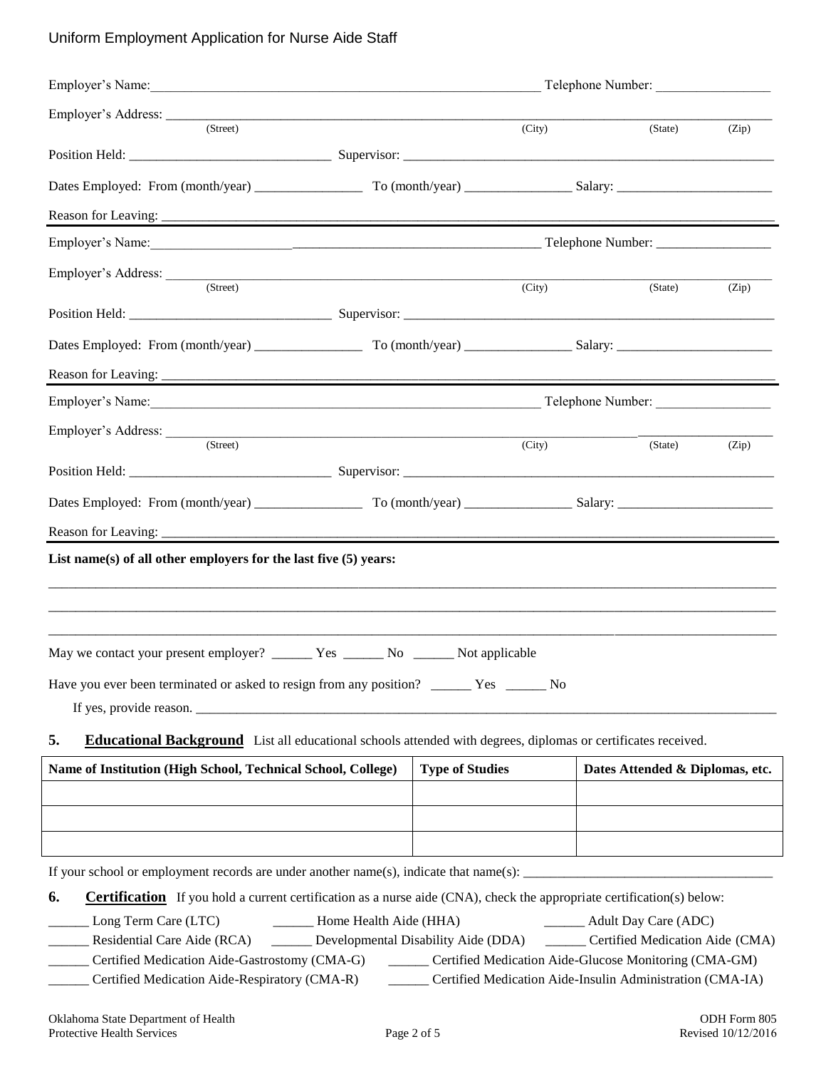Employer's Name:____________________________________________________________ Telephone Number: _________________

Employer's Address: ________________________________________________________________________________________
(Street) (City) (State) (Zip)

Position Held: ______________________________ Supervisor: ________________________________________________________

Dates Employed: From (month/year) ________________ To (month/year) ________________ Salary: _______________________

Reason for Leaving: __________________________________________________________________________________________

---

Employer's Name:____________________________________________________________ Telephone Number: _________________

Employer's Address: ________________________________________________________________________________________
(Street) (City) (State) (Zip)

Position Held: ______________________________ Supervisor: ________________________________________________________

Dates Employed: From (month/year) ________________ To (month/year) ________________ Salary: _______________________

Reason for Leaving: __________________________________________________________________________________________

---

Employer's Name:____________________________________________________________ Telephone Number: _________________

Employer's Address: ________________________________________________________________________________________
(Street) (City) (State) (Zip)

Position Held: ______________________________ Supervisor: ________________________________________________________

Dates Employed: From (month/year) ________________ To (month/year) ________________ Salary: _______________________

Reason for Leaving: __________________________________________________________________________________________

---

**List name(s) of all other employers for the last five (5) years:**

____________________________________________________________________________________________________________

____________________________________________________________________________________________________________

____________________________________________________________________________________________________________

May we contact your present employer? ______ Yes ______ No ______ Not applicable

Have you ever been terminated or asked to resign from any position? ______ Yes ______ No

If yes, provide reason. ______________________________________________________________________________________

**5. Educational Background** List all educational schools attended with degrees, diplomas or certificates received.

| Name of Institution (High School, Technical School, College) | Type of Studies | Dates Attended & Diplomas, etc. |
|---|---|---|
| | | |
| | | |
| | | |

If your school or employment records are under another name(s), indicate that name(s): _____________________________________

**6. Certification** If you hold a current certification as a nurse aide (CNA), check the appropriate certification(s) below:

______ Long Term Care (LTC) ______ Home Health Aide (HHA) ______ Adult Day Care (ADC)

______ Residential Care Aide (RCA) ______ Developmental Disability Aide (DDA) ______ Certified Medication Aide (CMA)

______ Certified Medication Aide-Gastrostomy (CMA-G) ______ Certified Medication Aide-Glucose Monitoring (CMA-GM)

______ Certified Medication Aide-Respiratory (CMA-R) ______ Certified Medication Aide-Insulin Administration (CMA-IA)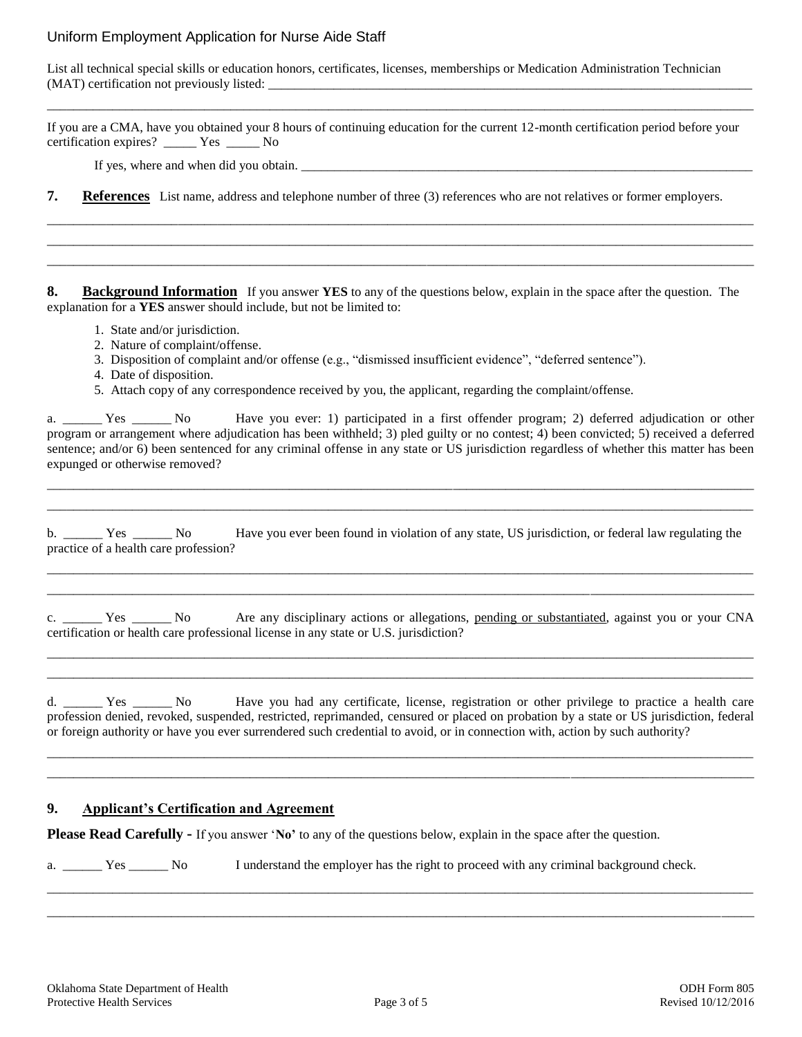Uniform Employment Application for Nurse Aide Staff

List all technical special skills or education honors, certificates, licenses, memberships or Medication Administration Technician (MAT) certification not previously listed: ______________________________________________________________________________

_____________________________________________________________________________________________________________

If you are a CMA, have you obtained your 8 hours of continuing education for the current 12-month certification period before your certification expires? _____ Yes _____ No

If yes, where and when did you obtain. _______________________________________________________________________

**7. References** List name, address and telephone number of three (3) references who are not relatives or former employers.

_____________________________________________________________________________________________________________

_____________________________________________________________________________________________________________

_____________________________________________________________________________________________________________

**8. Background Information** If you answer **YES** to any of the questions below, explain in the space after the question. The explanation for a **YES** answer should include, but not be limited to:

1. State and/or jurisdiction.
2. Nature of complaint/offense.
3. Disposition of complaint and/or offense (e.g., "dismissed insufficient evidence", "deferred sentence").
4. Date of disposition.
5. Attach copy of any correspondence received by you, the applicant, regarding the complaint/offense.

a. ______ Yes ______ No Have you ever: 1) participated in a first offender program; 2) deferred adjudication or other program or arrangement where adjudication has been withheld; 3) pled guilty or no contest; 4) been convicted; 5) received a deferred sentence; and/or 6) been sentenced for any criminal offense in any state or US jurisdiction regardless of whether this matter has been expunged or otherwise removed?

_____________________________________________________________________________________________________________

_____________________________________________________________________________________________________________

b. ______ Yes ______ No Have you ever been found in violation of any state, US jurisdiction, or federal law regulating the practice of a health care profession?

_____________________________________________________________________________________________________________

_____________________________________________________________________________________________________________

c. ______ Yes ______ No Are any disciplinary actions or allegations, <u>pending or substantiated</u>, against you or your CNA certification or health care professional license in any state or U.S. jurisdiction?

_____________________________________________________________________________________________________________

_____________________________________________________________________________________________________________

d. ______ Yes ______ No Have you had any certificate, license, registration or other privilege to practice a health care profession denied, revoked, suspended, restricted, reprimanded, censured or placed on probation by a state or US jurisdiction, federal or foreign authority or have you ever surrendered such credential to avoid, or in connection with, action by such authority?

_____________________________________________________________________________________________________________

_____________________________________________________________________________________________________________

**9. Applicant's Certification and Agreement**

**Please Read Carefully -** If you answer '**No**' to any of the questions below, explain in the space after the question.

a. ______ Yes ______ No I understand the employer has the right to proceed with any criminal background check.

_____________________________________________________________________________________________________________

_____________________________________________________________________________________________________________

Oklahoma State Department of Health
Protective Health Services

ODH Form 805
Revised 10/12/2016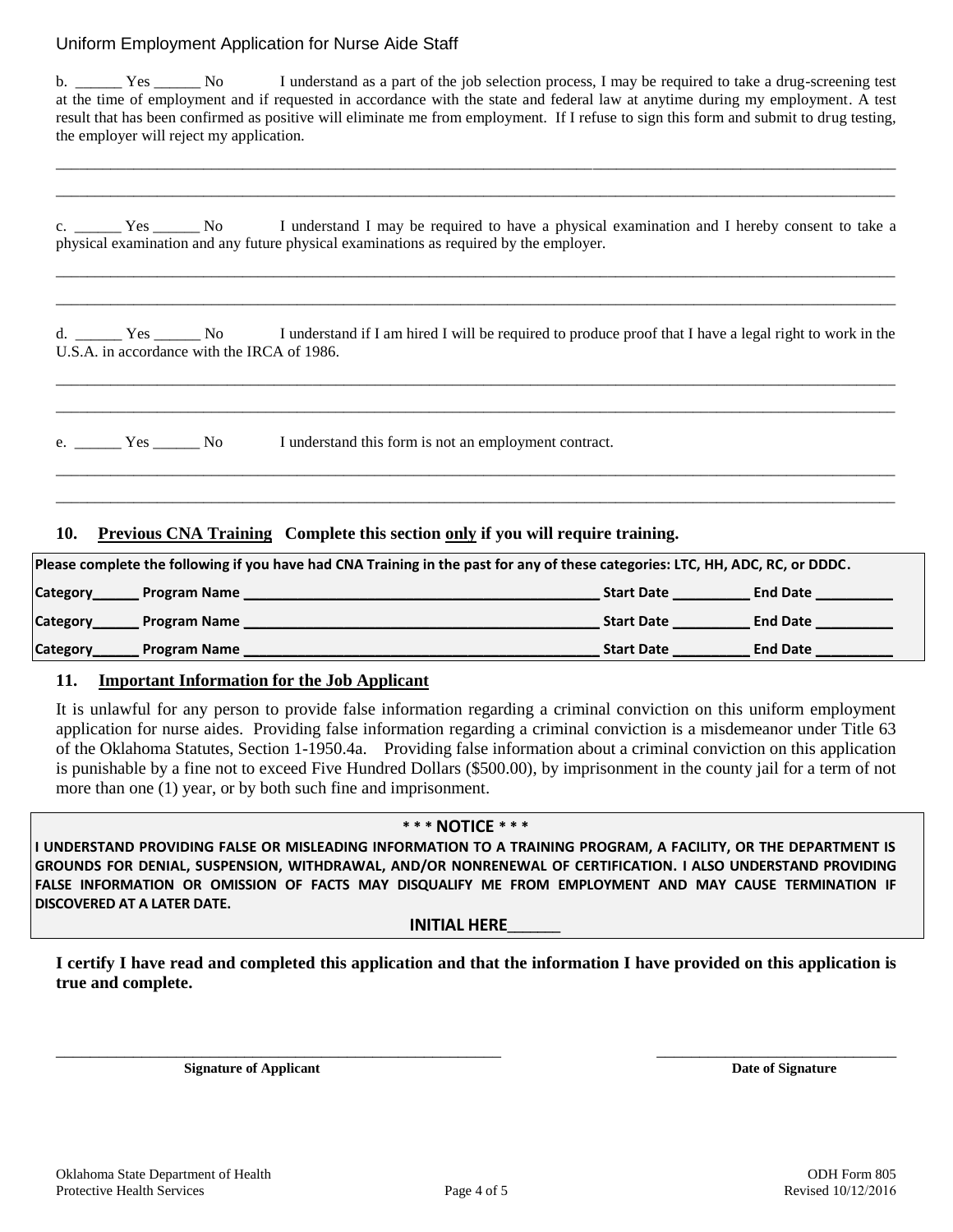b. ______ Yes ______ No I understand as a part of the job selection process, I may be required to take a drug-screening test at the time of employment and if requested in accordance with the state and federal law at anytime during my employment. A test result that has been confirmed as positive will eliminate me from employment. If I refuse to sign this form and submit to drug testing, the employer will reject my application.

___________________________________________________________________________________________

___________________________________________________________________________________________

c. ______ Yes ______ No I understand I may be required to have a physical examination and I hereby consent to take a physical examination and any future physical examinations as required by the employer.

___________________________________________________________________________________________

___________________________________________________________________________________________

d. ______ Yes ______ No I understand if I am hired I will be required to produce proof that I have a legal right to work in the U.S.A. in accordance with the IRCA of 1986.

___________________________________________________________________________________________

___________________________________________________________________________________________

e. ______ Yes ______ No I understand this form is not an employment contract.

___________________________________________________________________________________________

___________________________________________________________________________________________

## 10. Previous CNA Training **Complete this section only if you will require training.**

**Please complete the following if you have had CNA Training in the past for any of these categories: LTC, HH, ADC, RC, or DDDC.**

**Category______ Program Name ____________________________________________ Start Date _________ End Date _________**

**Category______ Program Name ____________________________________________ Start Date _________ End Date _________**

**Category______ Program Name ____________________________________________ Start Date _________ End Date _________**

## 11. Important Information for the Job Applicant

It is unlawful for any person to provide false information regarding a criminal conviction on this uniform employment application for nurse aides. Providing false information regarding a criminal conviction is a misdemeanor under Title 63 of the Oklahoma Statutes, Section 1-1950.4a. Providing false information about a criminal conviction on this application is punishable by a fine not to exceed Five Hundred Dollars ($500.00), by imprisonment in the county jail for a term of not more than one (1) year, or by both such fine and imprisonment.

**\* \* \* NOTICE \* \* \***

**I UNDERSTAND PROVIDING FALSE OR MISLEADING INFORMATION TO A TRAINING PROGRAM, A FACILITY, OR THE DEPARTMENT IS GROUNDS FOR DENIAL, SUSPENSION, WITHDRAWAL, AND/OR NONRENEWAL OF CERTIFICATION. I ALSO UNDERSTAND PROVIDING FALSE INFORMATION OR OMISSION OF FACTS MAY DISQUALIFY ME FROM EMPLOYMENT AND MAY CAUSE TERMINATION IF DISCOVERED AT A LATER DATE.**

**INITIAL HERE______**

**I certify I have read and completed this application and that the information I have provided on this application is true and complete.**

_______________________________________________ _________________________

**Signature of Applicant** **Date of Signature**

Oklahoma State Department of Health
Protective Health Services

ODH Form 805
Revised 10/12/2016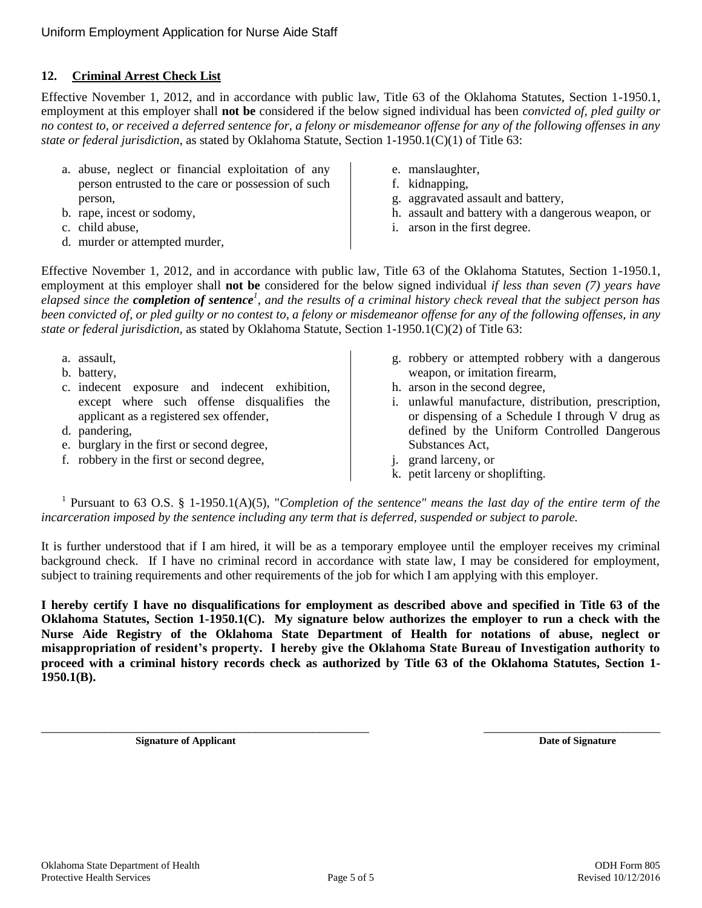## 12. Criminal Arrest Check List

Effective November 1, 2012, and in accordance with public law, Title 63 of the Oklahoma Statutes, Section 1-1950.1, employment at this employer shall **not be** considered if the below signed individual has been *convicted of, pled guilty or no contest to, or received a deferred sentence for, a felony or misdemeanor offense for any of the following offenses in any state or federal jurisdiction*, as stated by Oklahoma Statute, Section 1-1950.1(C)(1) of Title 63:

a. abuse, neglect or financial exploitation of any person entrusted to the care or possession of such person,
b. rape, incest or sodomy,
c. child abuse,
d. murder or attempted murder,
e. manslaughter,
f. kidnapping,
g. aggravated assault and battery,
h. assault and battery with a dangerous weapon, or
i. arson in the first degree.

Effective November 1, 2012, and in accordance with public law, Title 63 of the Oklahoma Statutes, Section 1-1950.1, employment at this employer shall **not be** considered for the below signed individual *if less than seven (7) years have elapsed since the* ***completion of sentence***[1]*, and the results of a criminal history check reveal that the subject person has been convicted of, or pled guilty or no contest to, a felony or misdemeanor offense for any of the following offenses, in any state or federal jurisdiction,* as stated by Oklahoma Statute, Section 1-1950.1(C)(2) of Title 63:

a. assault,
b. battery,
c. indecent exposure and indecent exhibition, except where such offense disqualifies the applicant as a registered sex offender,
d. pandering,
e. burglary in the first or second degree,
f. robbery in the first or second degree,
g. robbery or attempted robbery with a dangerous weapon, or imitation firearm,
h. arson in the second degree,
i. unlawful manufacture, distribution, prescription, or dispensing of a Schedule I through V drug as defined by the Uniform Controlled Dangerous Substances Act,
j. grand larceny, or
k. petit larceny or shoplifting.

[1] Pursuant to 63 O.S. § 1-1950.1(A)(5), "*Completion of the sentence" means the last day of the entire term of the incarceration imposed by the sentence including any term that is deferred, suspended or subject to parole.*

It is further understood that if I am hired, it will be as a temporary employee until the employer receives my criminal background check. If I have no criminal record in accordance with state law, I may be considered for employment, subject to training requirements and other requirements of the job for which I am applying with this employer.

**I hereby certify I have no disqualifications for employment as described above and specified in Title 63 of the Oklahoma Statutes, Section 1-1950.1(C). My signature below authorizes the employer to run a check with the Nurse Aide Registry of the Oklahoma State Department of Health for notations of abuse, neglect or misappropriation of resident's property. I hereby give the Oklahoma State Bureau of Investigation authority to proceed with a criminal history records check as authorized by Title 63 of the Oklahoma Statutes, Section 1-1950.1(B).**

\_\_\_\_\_\_\_\_\_\_\_\_\_\_\_\_\_\_\_\_\_\_\_\_\_\_\_\_\_\_\_\_\_\_\_\_\_\_\_\_\_\_ \_\_\_\_\_\_\_\_\_\_\_\_\_\_\_\_\_\_\_\_\_\_\_\_

**Signature of Applicant** **Date of Signature**